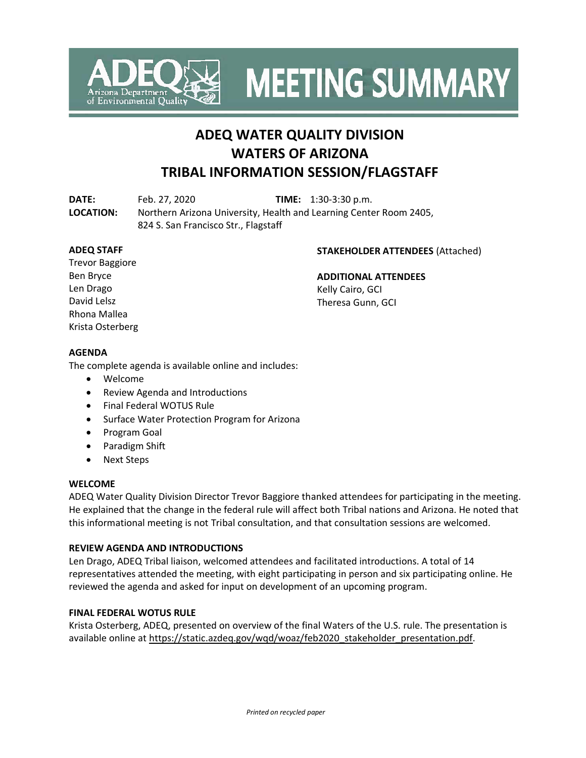# MEETING SUMMARY

## ADEQ WATER QUALITY DIVISION
## WATERS OF ARIZONA
## TRIBAL INFORMATION SESSION/FLAGSTAFF

**DATE:** Feb. 27, 2020 **TIME:** 1:30-3:30 p.m.
**LOCATION:** Northern Arizona University, Health and Learning Center Room 2405, 824 S. San Francisco Str., Flagstaff

**ADEQ STAFF**
Trevor Baggiore
Ben Bryce
Len Drago
David Lelsz
Rhona Mallea
Krista Osterberg

**STAKEHOLDER ATTENDEES** (Attached)

**ADDITIONAL ATTENDEES**
Kelly Cairo, GCI
Theresa Gunn, GCI

**AGENDA**
The complete agenda is available online and includes:

- Welcome
- Review Agenda and Introductions
- Final Federal WOTUS Rule
- Surface Water Protection Program for Arizona
- Program Goal
- Paradigm Shift
- Next Steps

**WELCOME**
ADEQ Water Quality Division Director Trevor Baggiore thanked attendees for participating in the meeting. He explained that the change in the federal rule will affect both Tribal nations and Arizona. He noted that this informational meeting is not Tribal consultation, and that consultation sessions are welcomed.

**REVIEW AGENDA AND INTRODUCTIONS**
Len Drago, ADEQ Tribal liaison, welcomed attendees and facilitated introductions. A total of 14 representatives attended the meeting, with eight participating in person and six participating online. He reviewed the agenda and asked for input on development of an upcoming program.

**FINAL FEDERAL WOTUS RULE**
Krista Osterberg, ADEQ, presented on overview of the final Waters of the U.S. rule. The presentation is available online at https://static.azdeq.gov/wqd/woaz/feb2020_stakeholder_presentation.pdf.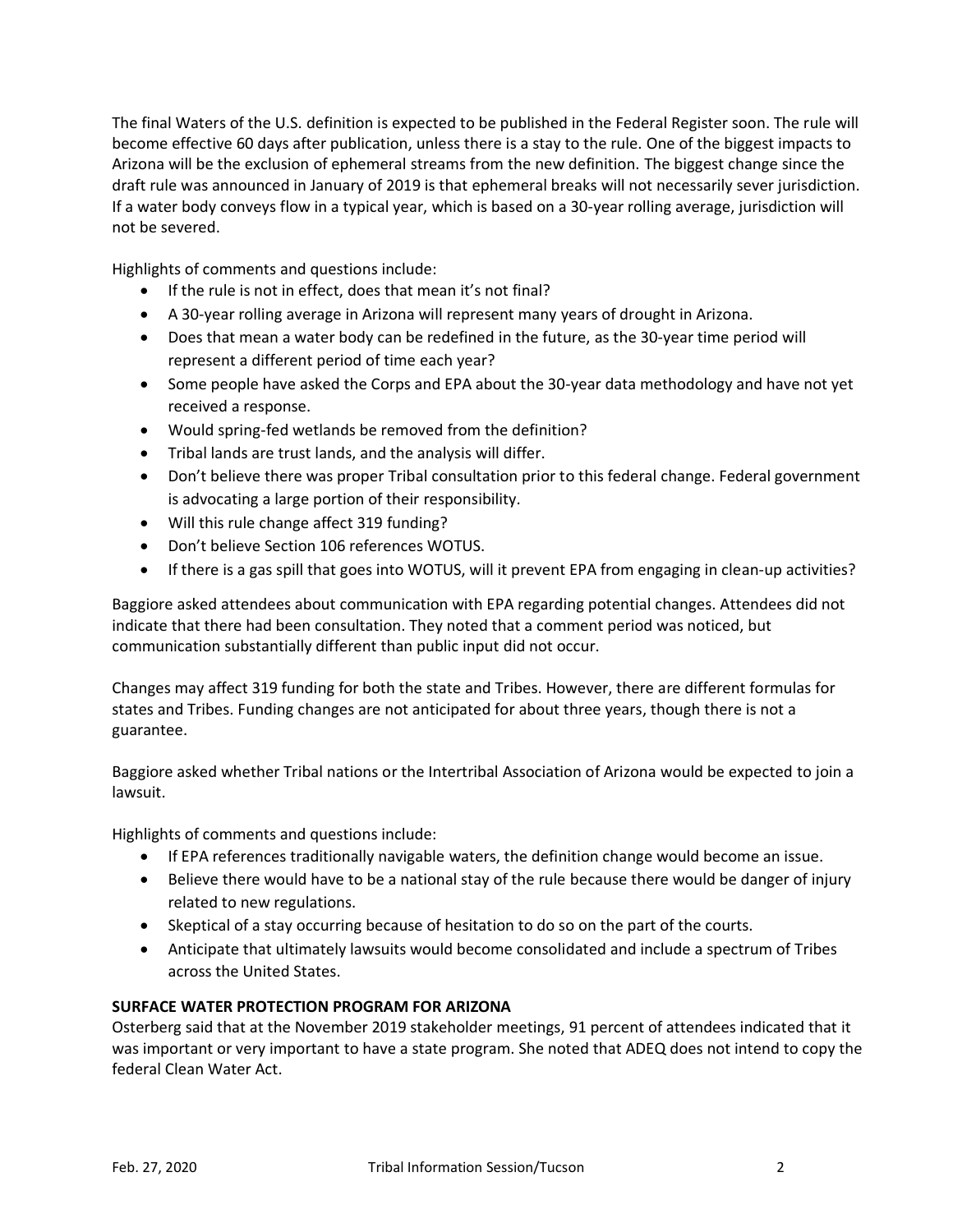The final Waters of the U.S. definition is expected to be published in the Federal Register soon. The rule will become effective 60 days after publication, unless there is a stay to the rule. One of the biggest impacts to Arizona will be the exclusion of ephemeral streams from the new definition. The biggest change since the draft rule was announced in January of 2019 is that ephemeral breaks will not necessarily sever jurisdiction. If a water body conveys flow in a typical year, which is based on a 30-year rolling average, jurisdiction will not be severed.

Highlights of comments and questions include:

- If the rule is not in effect, does that mean it's not final?
- A 30-year rolling average in Arizona will represent many years of drought in Arizona.
- Does that mean a water body can be redefined in the future, as the 30-year time period will represent a different period of time each year?
- Some people have asked the Corps and EPA about the 30-year data methodology and have not yet received a response.
- Would spring-fed wetlands be removed from the definition?
- Tribal lands are trust lands, and the analysis will differ.
- Don't believe there was proper Tribal consultation prior to this federal change. Federal government is advocating a large portion of their responsibility.
- Will this rule change affect 319 funding?
- Don't believe Section 106 references WOTUS.
- If there is a gas spill that goes into WOTUS, will it prevent EPA from engaging in clean-up activities?

Baggiore asked attendees about communication with EPA regarding potential changes. Attendees did not indicate that there had been consultation. They noted that a comment period was noticed, but communication substantially different than public input did not occur.

Changes may affect 319 funding for both the state and Tribes. However, there are different formulas for states and Tribes. Funding changes are not anticipated for about three years, though there is not a guarantee.

Baggiore asked whether Tribal nations or the Intertribal Association of Arizona would be expected to join a lawsuit.

Highlights of comments and questions include:

- If EPA references traditionally navigable waters, the definition change would become an issue.
- Believe there would have to be a national stay of the rule because there would be danger of injury related to new regulations.
- Skeptical of a stay occurring because of hesitation to do so on the part of the courts.
- Anticipate that ultimately lawsuits would become consolidated and include a spectrum of Tribes across the United States.

**SURFACE WATER PROTECTION PROGRAM FOR ARIZONA**

Osterberg said that at the November 2019 stakeholder meetings, 91 percent of attendees indicated that it was important or very important to have a state program. She noted that ADEQ does not intend to copy the federal Clean Water Act.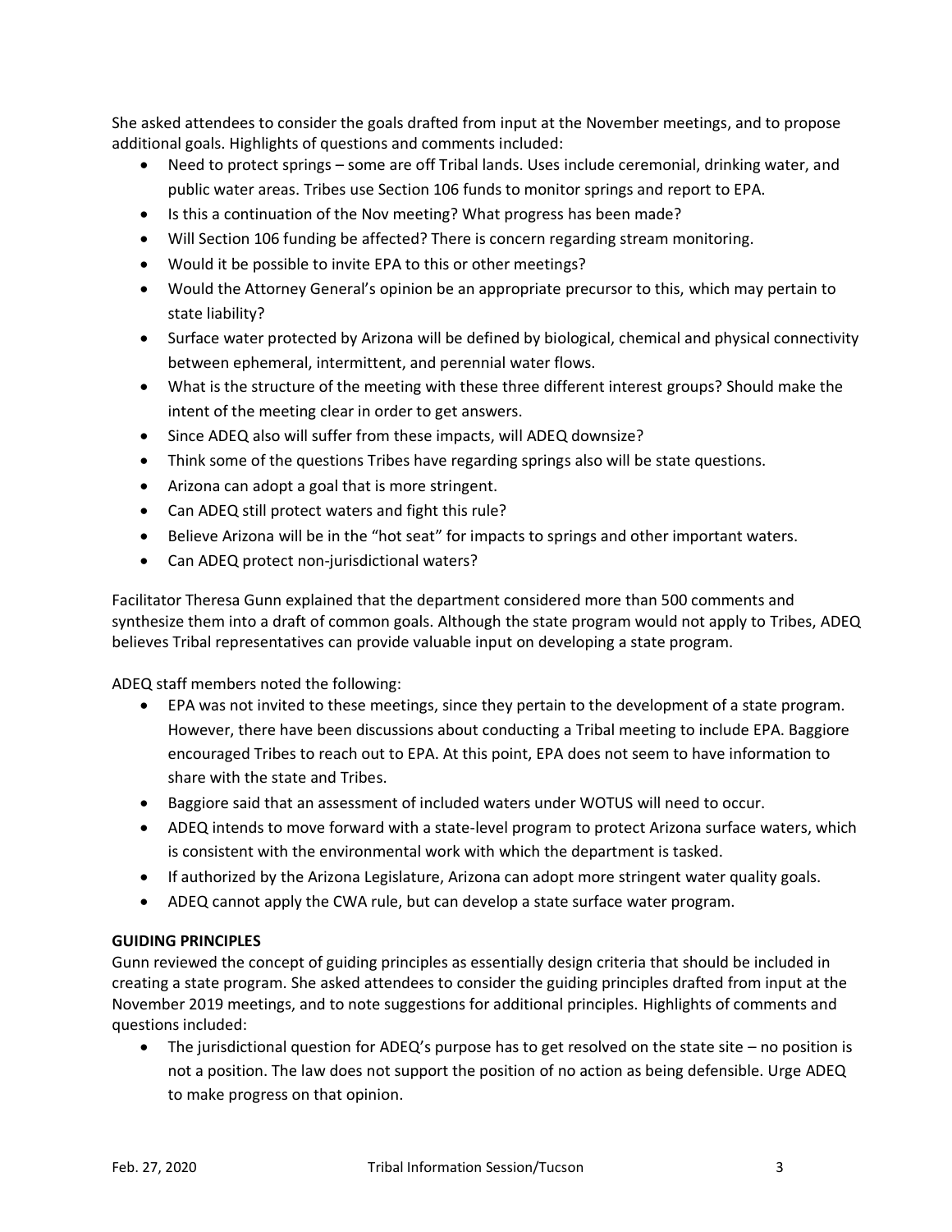She asked attendees to consider the goals drafted from input at the November meetings, and to propose additional goals. Highlights of questions and comments included:

- Need to protect springs – some are off Tribal lands. Uses include ceremonial, drinking water, and public water areas. Tribes use Section 106 funds to monitor springs and report to EPA.
- Is this a continuation of the Nov meeting? What progress has been made?
- Will Section 106 funding be affected? There is concern regarding stream monitoring.
- Would it be possible to invite EPA to this or other meetings?
- Would the Attorney General's opinion be an appropriate precursor to this, which may pertain to state liability?
- Surface water protected by Arizona will be defined by biological, chemical and physical connectivity between ephemeral, intermittent, and perennial water flows.
- What is the structure of the meeting with these three different interest groups? Should make the intent of the meeting clear in order to get answers.
- Since ADEQ also will suffer from these impacts, will ADEQ downsize?
- Think some of the questions Tribes have regarding springs also will be state questions.
- Arizona can adopt a goal that is more stringent.
- Can ADEQ still protect waters and fight this rule?
- Believe Arizona will be in the "hot seat" for impacts to springs and other important waters.
- Can ADEQ protect non-jurisdictional waters?

Facilitator Theresa Gunn explained that the department considered more than 500 comments and synthesize them into a draft of common goals. Although the state program would not apply to Tribes, ADEQ believes Tribal representatives can provide valuable input on developing a state program.

ADEQ staff members noted the following:

- EPA was not invited to these meetings, since they pertain to the development of a state program. However, there have been discussions about conducting a Tribal meeting to include EPA. Baggiore encouraged Tribes to reach out to EPA. At this point, EPA does not seem to have information to share with the state and Tribes.
- Baggiore said that an assessment of included waters under WOTUS will need to occur.
- ADEQ intends to move forward with a state-level program to protect Arizona surface waters, which is consistent with the environmental work with which the department is tasked.
- If authorized by the Arizona Legislature, Arizona can adopt more stringent water quality goals.
- ADEQ cannot apply the CWA rule, but can develop a state surface water program.

**GUIDING PRINCIPLES**

Gunn reviewed the concept of guiding principles as essentially design criteria that should be included in creating a state program. She asked attendees to consider the guiding principles drafted from input at the November 2019 meetings, and to note suggestions for additional principles. Highlights of comments and questions included:

- The jurisdictional question for ADEQ's purpose has to get resolved on the state site – no position is not a position. The law does not support the position of no action as being defensible. Urge ADEQ to make progress on that opinion.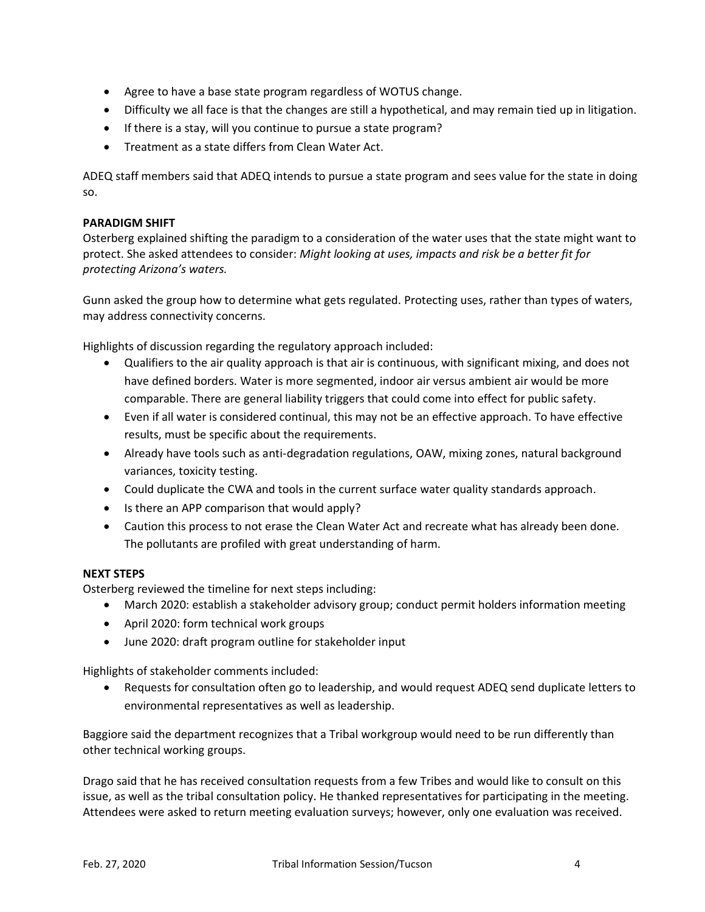- Agree to have a base state program regardless of WOTUS change.
- Difficulty we all face is that the changes are still a hypothetical, and may remain tied up in litigation.
- If there is a stay, will you continue to pursue a state program?
- Treatment as a state differs from Clean Water Act.

ADEQ staff members said that ADEQ intends to pursue a state program and sees value for the state in doing so.

**PARADIGM SHIFT**

Osterberg explained shifting the paradigm to a consideration of the water uses that the state might want to protect. She asked attendees to consider: *Might looking at uses, impacts and risk be a better fit for protecting Arizona's waters.*

Gunn asked the group how to determine what gets regulated. Protecting uses, rather than types of waters, may address connectivity concerns.

Highlights of discussion regarding the regulatory approach included:

- Qualifiers to the air quality approach is that air is continuous, with significant mixing, and does not have defined borders. Water is more segmented, indoor air versus ambient air would be more comparable. There are general liability triggers that could come into effect for public safety.
- Even if all water is considered continual, this may not be an effective approach. To have effective results, must be specific about the requirements.
- Already have tools such as anti-degradation regulations, OAW, mixing zones, natural background variances, toxicity testing.
- Could duplicate the CWA and tools in the current surface water quality standards approach.
- Is there an APP comparison that would apply?
- Caution this process to not erase the Clean Water Act and recreate what has already been done. The pollutants are profiled with great understanding of harm.

**NEXT STEPS**

Osterberg reviewed the timeline for next steps including:

- March 2020: establish a stakeholder advisory group; conduct permit holders information meeting
- April 2020: form technical work groups
- June 2020: draft program outline for stakeholder input

Highlights of stakeholder comments included:

- Requests for consultation often go to leadership, and would request ADEQ send duplicate letters to environmental representatives as well as leadership.

Baggiore said the department recognizes that a Tribal workgroup would need to be run differently than other technical working groups.

Drago said that he has received consultation requests from a few Tribes and would like to consult on this issue, as well as the tribal consultation policy. He thanked representatives for participating in the meeting. Attendees were asked to return meeting evaluation surveys; however, only one evaluation was received.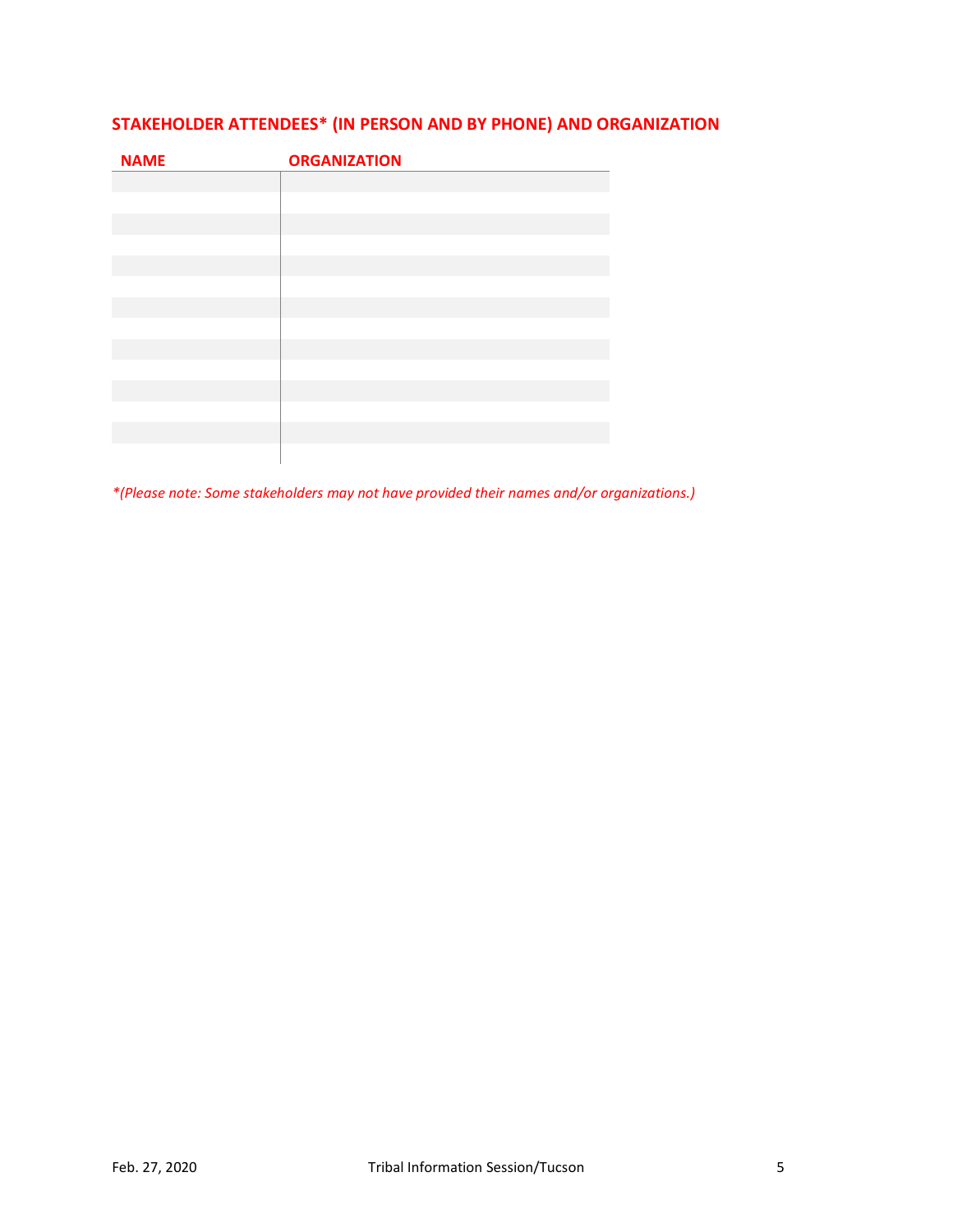## STAKEHOLDER ATTENDEES* (IN PERSON AND BY PHONE) AND ORGANIZATION

| NAME | ORGANIZATION |
|---|---|
| | |
| | |
| | |
| | |
| | |
| | |
| | |
| | |
| | |
| | |
| | |
| | |
| | |
| | |

*\*(Please note: Some stakeholders may not have provided their names and/or organizations.)*